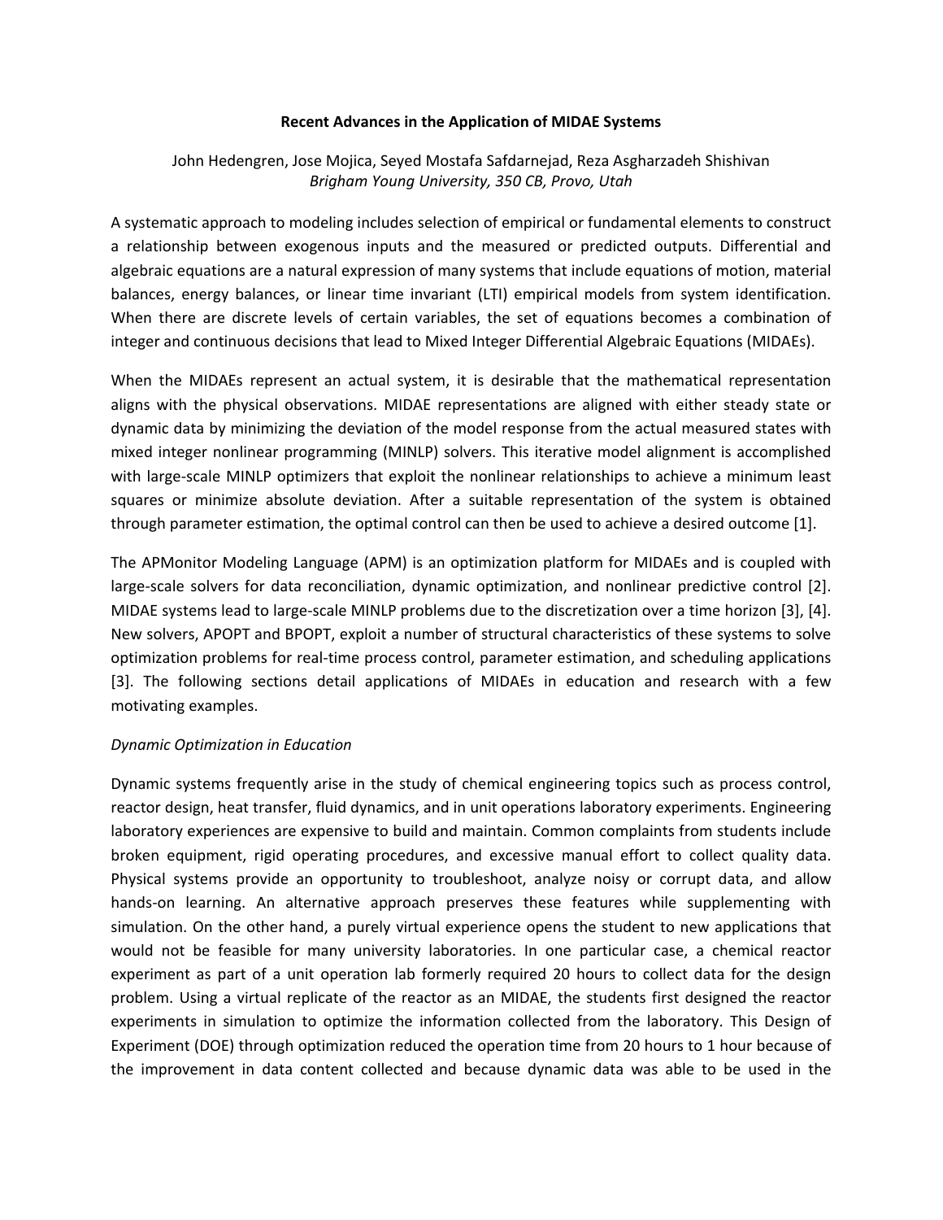# Recent Advances in the Application of MIDAE Systems

John Hedengren, Jose Mojica, Seyed Mostafa Safdarnejad, Reza Asgharzadeh Shishivan
*Brigham Young University, 350 CB, Provo, Utah*

A systematic approach to modeling includes selection of empirical or fundamental elements to construct a relationship between exogenous inputs and the measured or predicted outputs. Differential and algebraic equations are a natural expression of many systems that include equations of motion, material balances, energy balances, or linear time invariant (LTI) empirical models from system identification. When there are discrete levels of certain variables, the set of equations becomes a combination of integer and continuous decisions that lead to Mixed Integer Differential Algebraic Equations (MIDAEs).

When the MIDAEs represent an actual system, it is desirable that the mathematical representation aligns with the physical observations. MIDAE representations are aligned with either steady state or dynamic data by minimizing the deviation of the model response from the actual measured states with mixed integer nonlinear programming (MINLP) solvers. This iterative model alignment is accomplished with large-scale MINLP optimizers that exploit the nonlinear relationships to achieve a minimum least squares or minimize absolute deviation. After a suitable representation of the system is obtained through parameter estimation, the optimal control can then be used to achieve a desired outcome [1].

The APMonitor Modeling Language (APM) is an optimization platform for MIDAEs and is coupled with large-scale solvers for data reconciliation, dynamic optimization, and nonlinear predictive control [2]. MIDAE systems lead to large-scale MINLP problems due to the discretization over a time horizon [3], [4]. New solvers, APOPT and BPOPT, exploit a number of structural characteristics of these systems to solve optimization problems for real-time process control, parameter estimation, and scheduling applications [3]. The following sections detail applications of MIDAEs in education and research with a few motivating examples.

*Dynamic Optimization in Education*

Dynamic systems frequently arise in the study of chemical engineering topics such as process control, reactor design, heat transfer, fluid dynamics, and in unit operations laboratory experiments. Engineering laboratory experiences are expensive to build and maintain. Common complaints from students include broken equipment, rigid operating procedures, and excessive manual effort to collect quality data. Physical systems provide an opportunity to troubleshoot, analyze noisy or corrupt data, and allow hands-on learning. An alternative approach preserves these features while supplementing with simulation. On the other hand, a purely virtual experience opens the student to new applications that would not be feasible for many university laboratories. In one particular case, a chemical reactor experiment as part of a unit operation lab formerly required 20 hours to collect data for the design problem. Using a virtual replicate of the reactor as an MIDAE, the students first designed the reactor experiments in simulation to optimize the information collected from the laboratory. This Design of Experiment (DOE) through optimization reduced the operation time from 20 hours to 1 hour because of the improvement in data content collected and because dynamic data was able to be used in the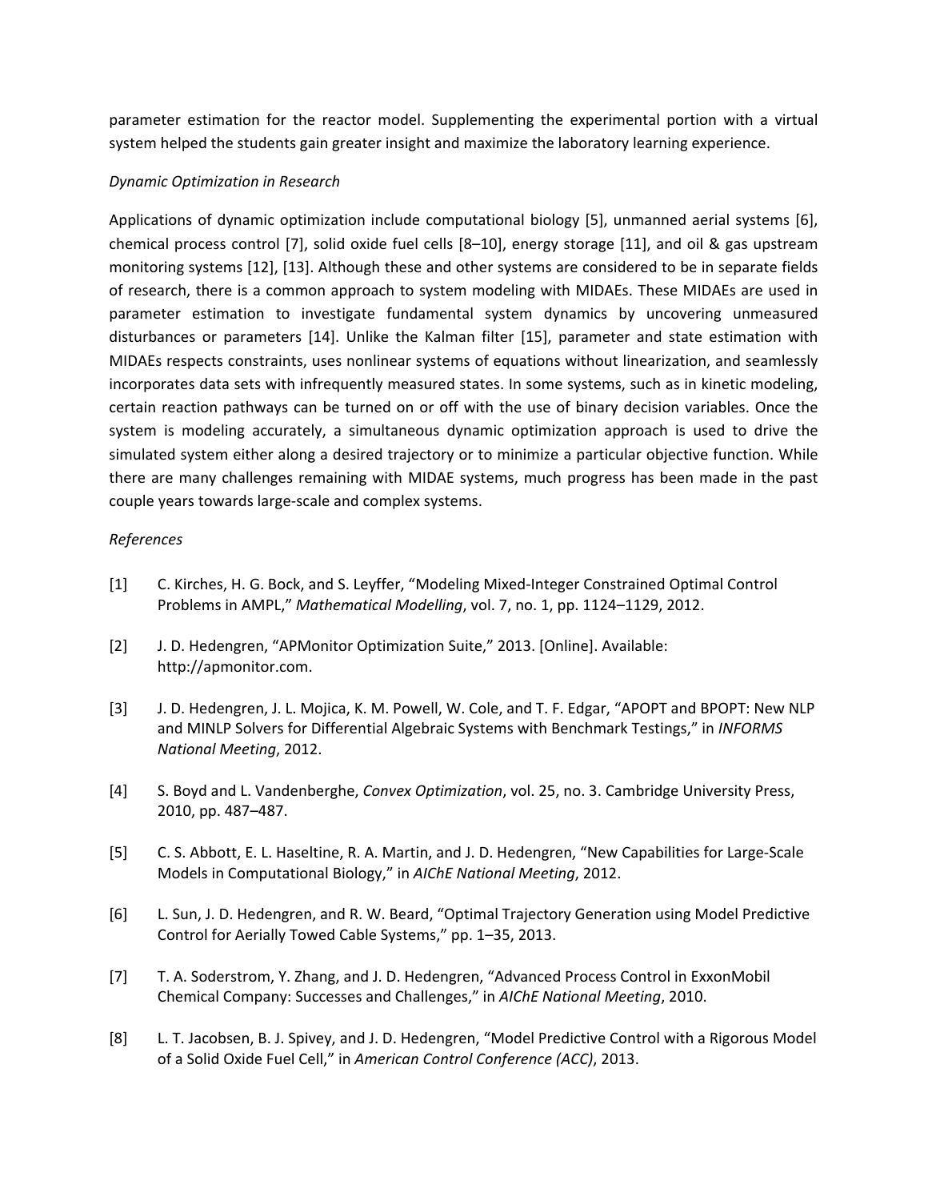parameter estimation for the reactor model. Supplementing the experimental portion with a virtual system helped the students gain greater insight and maximize the laboratory learning experience.

*Dynamic Optimization in Research*

Applications of dynamic optimization include computational biology [5], unmanned aerial systems [6], chemical process control [7], solid oxide fuel cells [8–10], energy storage [11], and oil & gas upstream monitoring systems [12], [13]. Although these and other systems are considered to be in separate fields of research, there is a common approach to system modeling with MIDAEs. These MIDAEs are used in parameter estimation to investigate fundamental system dynamics by uncovering unmeasured disturbances or parameters [14]. Unlike the Kalman filter [15], parameter and state estimation with MIDAEs respects constraints, uses nonlinear systems of equations without linearization, and seamlessly incorporates data sets with infrequently measured states. In some systems, such as in kinetic modeling, certain reaction pathways can be turned on or off with the use of binary decision variables. Once the system is modeling accurately, a simultaneous dynamic optimization approach is used to drive the simulated system either along a desired trajectory or to minimize a particular objective function. While there are many challenges remaining with MIDAE systems, much progress has been made in the past couple years towards large-scale and complex systems.

*References*

[1] C. Kirches, H. G. Bock, and S. Leyffer, "Modeling Mixed-Integer Constrained Optimal Control Problems in AMPL," *Mathematical Modelling*, vol. 7, no. 1, pp. 1124–1129, 2012.

[2] J. D. Hedengren, "APMonitor Optimization Suite," 2013. [Online]. Available: http://apmonitor.com.

[3] J. D. Hedengren, J. L. Mojica, K. M. Powell, W. Cole, and T. F. Edgar, "APOPT and BPOPT: New NLP and MINLP Solvers for Differential Algebraic Systems with Benchmark Testings," in *INFORMS National Meeting*, 2012.

[4] S. Boyd and L. Vandenberghe, *Convex Optimization*, vol. 25, no. 3. Cambridge University Press, 2010, pp. 487–487.

[5] C. S. Abbott, E. L. Haseltine, R. A. Martin, and J. D. Hedengren, "New Capabilities for Large-Scale Models in Computational Biology," in *AIChE National Meeting*, 2012.

[6] L. Sun, J. D. Hedengren, and R. W. Beard, "Optimal Trajectory Generation using Model Predictive Control for Aerially Towed Cable Systems," pp. 1–35, 2013.

[7] T. A. Soderstrom, Y. Zhang, and J. D. Hedengren, "Advanced Process Control in ExxonMobil Chemical Company: Successes and Challenges," in *AIChE National Meeting*, 2010.

[8] L. T. Jacobsen, B. J. Spivey, and J. D. Hedengren, "Model Predictive Control with a Rigorous Model of a Solid Oxide Fuel Cell," in *American Control Conference (ACC)*, 2013.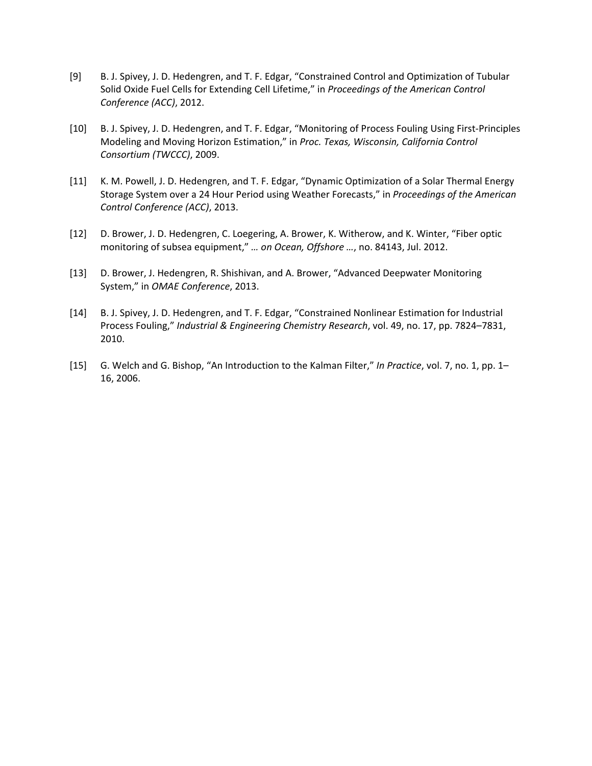[9] B. J. Spivey, J. D. Hedengren, and T. F. Edgar, “Constrained Control and Optimization of Tubular Solid Oxide Fuel Cells for Extending Cell Lifetime,” in *Proceedings of the American Control Conference (ACC)*, 2012.

[10] B. J. Spivey, J. D. Hedengren, and T. F. Edgar, “Monitoring of Process Fouling Using First-Principles Modeling and Moving Horizon Estimation,” in *Proc. Texas, Wisconsin, California Control Consortium (TWCCC)*, 2009.

[11] K. M. Powell, J. D. Hedengren, and T. F. Edgar, “Dynamic Optimization of a Solar Thermal Energy Storage System over a 24 Hour Period using Weather Forecasts,” in *Proceedings of the American Control Conference (ACC)*, 2013.

[12] D. Brower, J. D. Hedengren, C. Loegering, A. Brower, K. Witherow, and K. Winter, “Fiber optic monitoring of subsea equipment,” *… on Ocean, Offshore …*, no. 84143, Jul. 2012.

[13] D. Brower, J. Hedengren, R. Shishivan, and A. Brower, “Advanced Deepwater Monitoring System,” in *OMAE Conference*, 2013.

[14] B. J. Spivey, J. D. Hedengren, and T. F. Edgar, “Constrained Nonlinear Estimation for Industrial Process Fouling,” *Industrial & Engineering Chemistry Research*, vol. 49, no. 17, pp. 7824–7831, 2010.

[15] G. Welch and G. Bishop, “An Introduction to the Kalman Filter,” *In Practice*, vol. 7, no. 1, pp. 1–16, 2006.